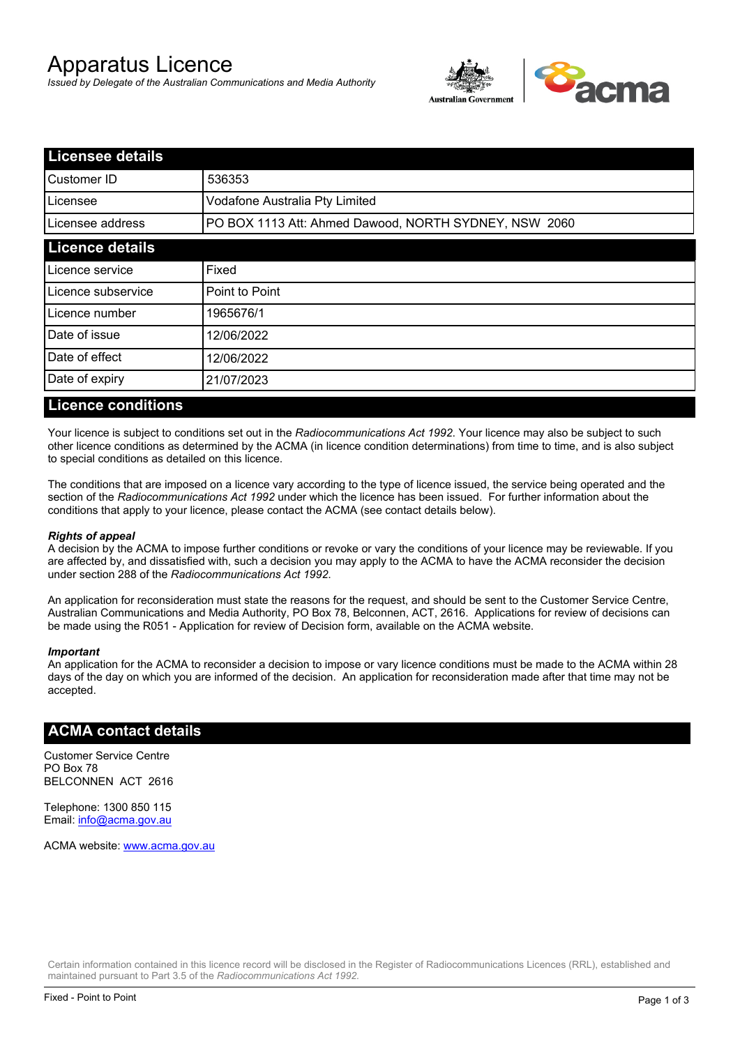# Apparatus Licence

*Issued by Delegate of the Australian Communications and Media Authority*

## Licensee details

| | |
|---|---|
| Customer ID | 536353 |
| Licensee | Vodafone Australia Pty Limited |
| Licensee address | PO BOX 1113 Att: Ahmed Dawood, NORTH SYDNEY, NSW 2060 |

## Licence details

| | |
|---|---|
| Licence service | Fixed |
| Licence subservice | Point to Point |
| Licence number | 1965676/1 |
| Date of issue | 12/06/2022 |
| Date of effect | 12/06/2022 |
| Date of expiry | 21/07/2023 |

## Licence conditions

Your licence is subject to conditions set out in the *Radiocommunications Act 1992*. Your licence may also be subject to such other licence conditions as determined by the ACMA (in licence condition determinations) from time to time, and is also subject to special conditions as detailed on this licence.

The conditions that are imposed on a licence vary according to the type of licence issued, the service being operated and the section of the *Radiocommunications Act 1992* under which the licence has been issued. For further information about the conditions that apply to your licence, please contact the ACMA (see contact details below).

***Rights of appeal***

A decision by the ACMA to impose further conditions or revoke or vary the conditions of your licence may be reviewable. If you are affected by, and dissatisfied with, such a decision you may apply to the ACMA to have the ACMA reconsider the decision under section 288 of the *Radiocommunications Act 1992*.

An application for reconsideration must state the reasons for the request, and should be sent to the Customer Service Centre, Australian Communications and Media Authority, PO Box 78, Belconnen, ACT, 2616. Applications for review of decisions can be made using the R051 - Application for review of Decision form, available on the ACMA website.

***Important***

An application for the ACMA to reconsider a decision to impose or vary licence conditions must be made to the ACMA within 28 days of the day on which you are informed of the decision. An application for reconsideration made after that time may not be accepted.

## ACMA contact details

Customer Service Centre
PO Box 78
BELCONNEN ACT 2616

Telephone: 1300 850 115
Email: info@acma.gov.au

ACMA website: www.acma.gov.au

Certain information contained in this licence record will be disclosed in the Register of Radiocommunications Licences (RRL), established and maintained pursuant to Part 3.5 of the *Radiocommunications Act 1992.*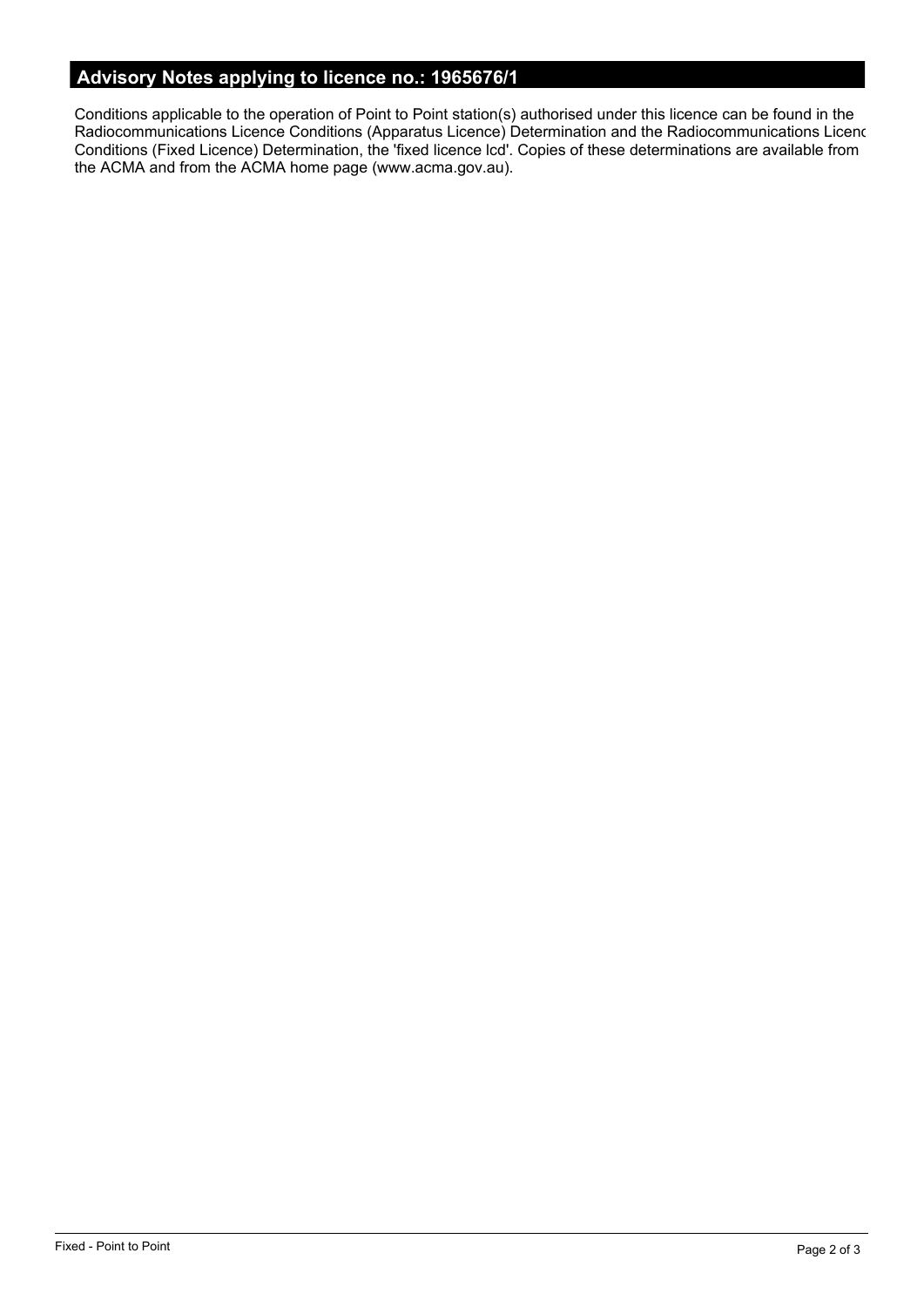## Advisory Notes applying to licence no.: 1965676/1

Conditions applicable to the operation of Point to Point station(s) authorised under this licence can be found in the Radiocommunications Licence Conditions (Apparatus Licence) Determination and the Radiocommunications Licenc Conditions (Fixed Licence) Determination, the 'fixed licence lcd'. Copies of these determinations are available from the ACMA and from the ACMA home page (www.acma.gov.au).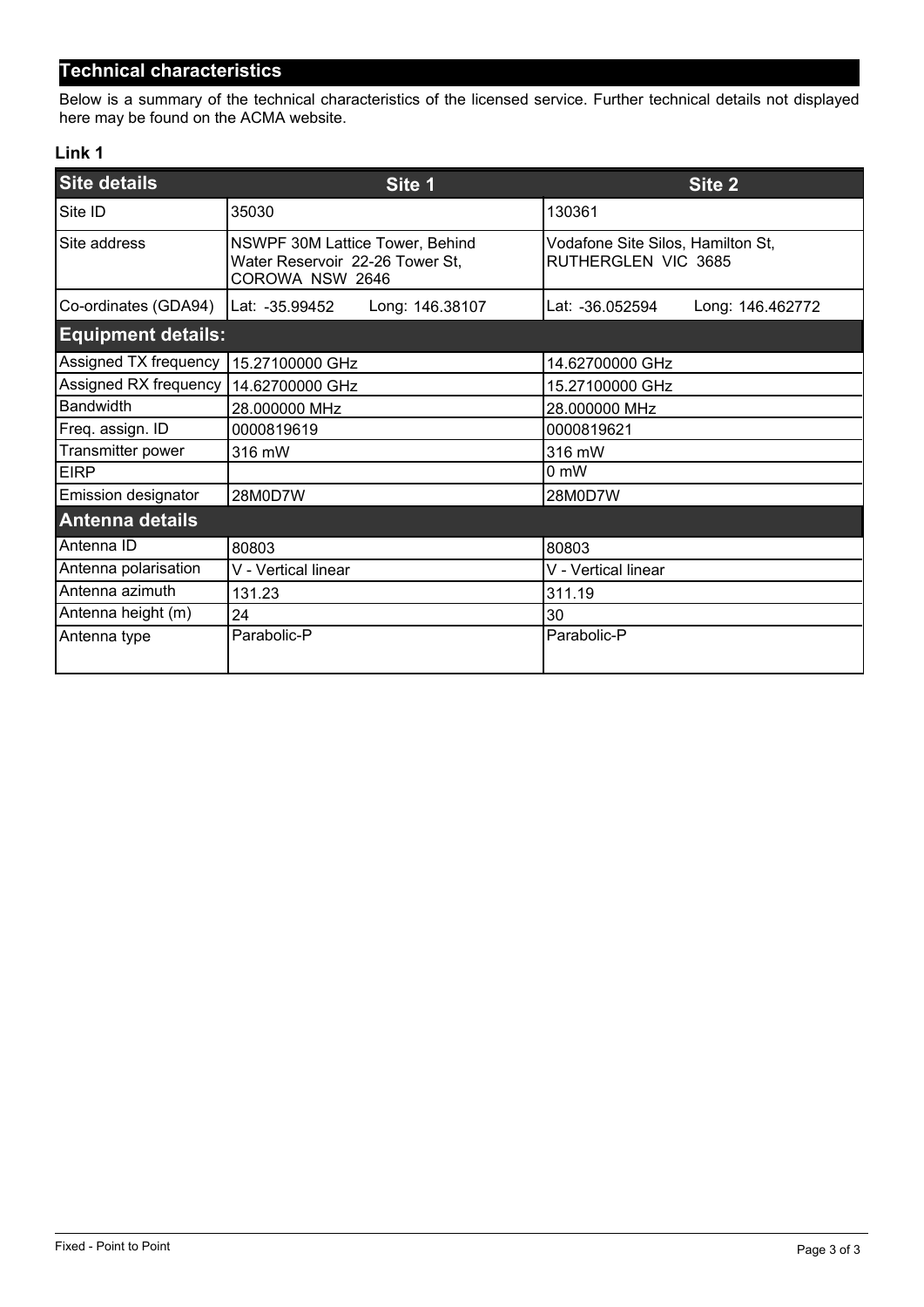## Technical characteristics

Below is a summary of the technical characteristics of the licensed service. Further technical details not displayed here may be found on the ACMA website.

**Link 1**

| Site details | Site 1 | Site 2 |
|---|---|---|
| Site ID | 35030 | 130361 |
| Site address | NSWPF 30M Lattice Tower, Behind Water Reservoir 22-26 Tower St, COROWA NSW 2646 | Vodafone Site Silos, Hamilton St, RUTHERGLEN VIC 3685 |
| Co-ordinates (GDA94) | Lat: -35.99452 Long: 146.38107 | Lat: -36.052594 Long: 146.462772 |
| **Equipment details:** | | |
| Assigned TX frequency | 15.27100000 GHz | 14.62700000 GHz |
| Assigned RX frequency | 14.62700000 GHz | 15.27100000 GHz |
| Bandwidth | 28.000000 MHz | 28.000000 MHz |
| Freq. assign. ID | 0000819619 | 0000819621 |
| Transmitter power | 316 mW | 316 mW |
| EIRP | | 0 mW |
| Emission designator | 28M0D7W | 28M0D7W |
| **Antenna details** | | |
| Antenna ID | 80803 | 80803 |
| Antenna polarisation | V - Vertical linear | V - Vertical linear |
| Antenna azimuth | 131.23 | 311.19 |
| Antenna height (m) | 24 | 30 |
| Antenna type | Parabolic-P | Parabolic-P |

Fixed - Point to Point